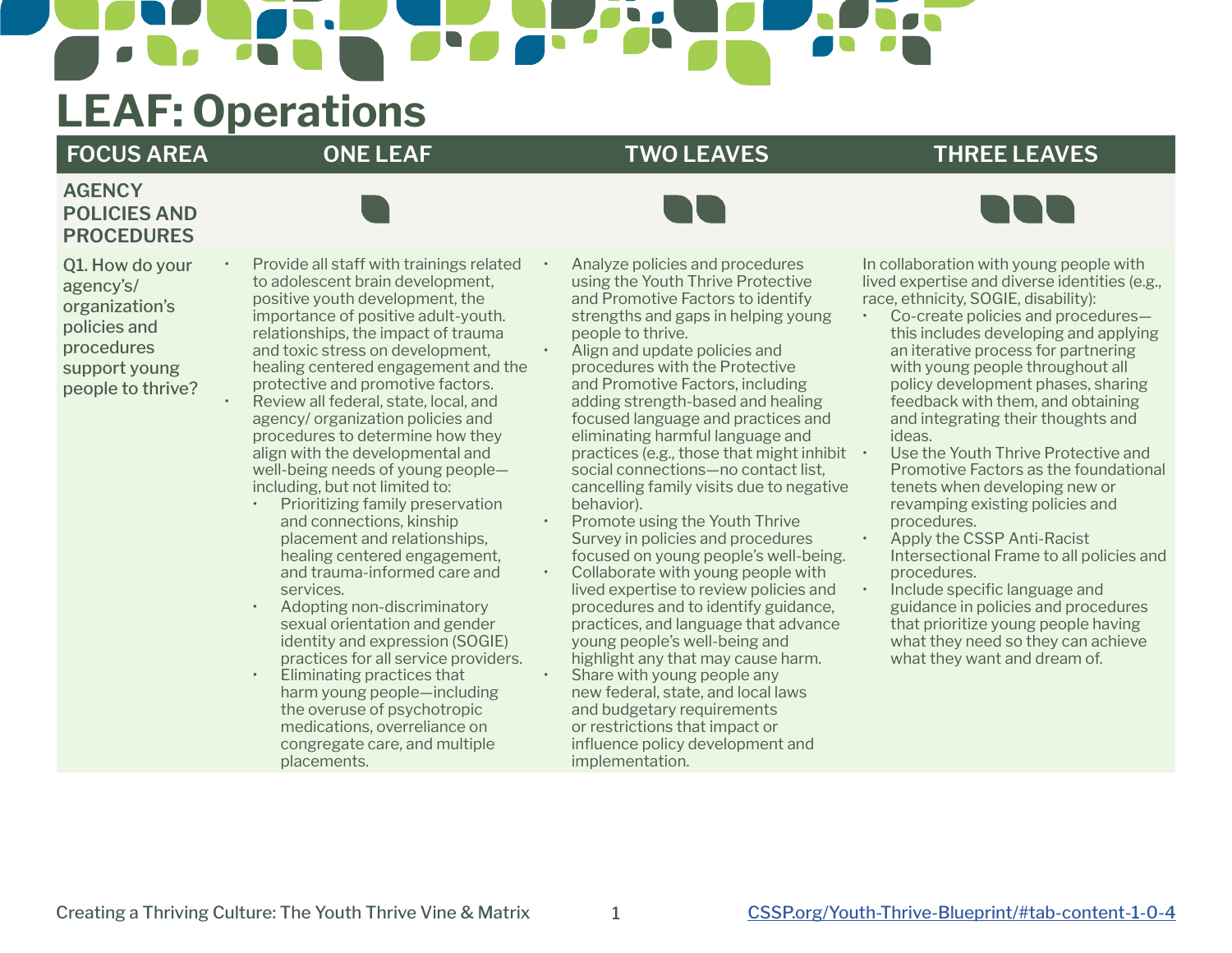# LEAF: Operations

| FOCUS AREA | ONE LEAF | TWO LEAVES | THREE LEAVES |
|---|---|---|---|
| **AGENCY POLICIES AND PROCEDURES** | | | |
| Q1. How do your agency's/ organization's policies and procedures support young people to thrive? | • Provide all staff with trainings related to adolescent brain development, positive youth development, the importance of positive adult-youth. relationships, the impact of trauma and toxic stress on development, healing centered engagement and the protective and promotive factors.<br>• Review all federal, state, local, and agency/ organization policies and procedures to determine how they align with the developmental and well-being needs of young people—including, but not limited to:<br>&nbsp;&nbsp;◦ Prioritizing family preservation and connections, kinship placement and relationships, healing centered engagement, and trauma-informed care and services.<br>&nbsp;&nbsp;◦ Adopting non-discriminatory sexual orientation and gender identity and expression (SOGIE) practices for all service providers.<br>&nbsp;&nbsp;◦ Eliminating practices that harm young people—including the overuse of psychotropic medications, overreliance on congregate care, and multiple placements. | • Analyze policies and procedures using the Youth Thrive Protective and Promotive Factors to identify strengths and gaps in helping young people to thrive.<br>• Align and update policies and procedures with the Protective and Promotive Factors, including adding strength-based and healing focused language and practices and eliminating harmful language and practices (e.g., those that might inhibit social connections—no contact list, cancelling family visits due to negative behavior).<br>• Promote using the Youth Thrive Survey in policies and procedures focused on young people's well-being.<br>• Collaborate with young people with lived expertise to review policies and procedures and to identify guidance, practices, and language that advance young people's well-being and highlight any that may cause harm.<br>• Share with young people any new federal, state, and local laws and budgetary requirements or restrictions that impact or influence policy development and implementation. | In collaboration with young people with lived expertise and diverse identities (e.g., race, ethnicity, SOGIE, disability):<br>• Co-create policies and procedures—this includes developing and applying an iterative process for partnering with young people throughout all policy development phases, sharing feedback with them, and obtaining and integrating their thoughts and ideas.<br>• Use the Youth Thrive Protective and Promotive Factors as the foundational tenets when developing new or revamping existing policies and procedures.<br>• Apply the CSSP Anti-Racist Intersectional Frame to all policies and procedures.<br>• Include specific language and guidance in policies and procedures that prioritize young people having what they need so they can achieve what they want and dream of. |

Creating a Thriving Culture: The Youth Thrive Vine & Matrix

CSSP.org/Youth-Thrive-Blueprint/#tab-content-1-0-4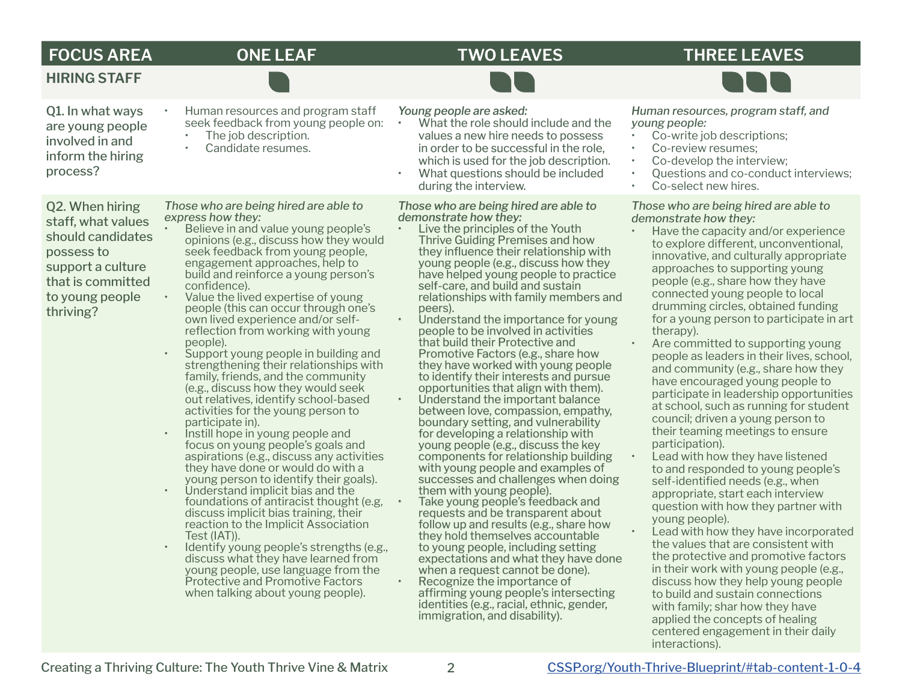| FOCUS AREA | ONE LEAF | TWO LEAVES | THREE LEAVES |
|---|---|---|---|
| **HIRING STAFF** | | | |
| Q1. In what ways are young people involved in and inform the hiring process? | • Human resources and program staff seek feedback from young people on:<br>• The job description.<br>• Candidate resumes. | *Young people are asked:*<br>• What the role should include and the values a new hire needs to possess in order to be successful in the role, which is used for the job description.<br>• What questions should be included during the interview. | *Human resources, program staff, and young people:*<br>• Co-write job descriptions;<br>• Co-review resumes;<br>• Co-develop the interview;<br>• Questions and co-conduct interviews;<br>• Co-select new hires. |
| Q2. When hiring staff, what values should candidates possess to support a culture that is committed to young people thriving? | *Those who are being hired are able to express how they:*<br>• Believe in and value young people's opinions (e.g., discuss how they would seek feedback from young people, engagement approaches, help to build and reinforce a young person's confidence).<br>• Value the lived expertise of young people (this can occur through one's own lived experience and/or self-reflection from working with young people).<br>• Support young people in building and strengthening their relationships with family, friends, and the community (e.g., discuss how they would seek out relatives, identify school-based activities for the young person to participate in).<br>• Instill hope in young people and focus on young people's goals and aspirations (e.g., discuss any activities they have done or would do with a young person to identify their goals).<br>• Understand implicit bias and the foundations of antiracist thought (e.g, discuss implicit bias training, their reaction to the Implicit Association Test (IAT)).<br>• Identify young people's strengths (e.g., discuss what they have learned from young people, use language from the Protective and Promotive Factors when talking about young people). | *Those who are being hired are able to demonstrate how they:*<br>• Live the principles of the Youth Thrive Guiding Premises and how they influence their relationship with young people (e.g., discuss how they have helped young people to practice self-care, and build and sustain relationships with family members and peers).<br>• Understand the importance for young people to be involved in activities that build their Protective and Promotive Factors (e.g., share how they have worked with young people to identify their interests and pursue opportunities that align with them).<br>• Understand the important balance between love, compassion, empathy, boundary setting, and vulnerability for developing a relationship with young people (e.g., discuss the key components for relationship building with young people and examples of successes and challenges when doing them with young people).<br>• Take young people's feedback and requests and be transparent about follow up and results (e.g., share how they hold themselves accountable to young people, including setting expectations and what they have done when a request cannot be done).<br>• Recognize the importance of affirming young people's intersecting identities (e.g., racial, ethnic, gender, immigration, and disability). | *Those who are being hired are able to demonstrate how they:*<br>• Have the capacity and/or experience to explore different, unconventional, innovative, and culturally appropriate approaches to supporting young people (e.g., share how they have connected young people to local drumming circles, obtained funding for a young person to participate in art therapy).<br>• Are committed to supporting young people as leaders in their lives, school, and community (e.g., share how they have encouraged young people to participate in leadership opportunities at school, such as running for student council; driven a young person to their teaming meetings to ensure participation).<br>• Lead with how they have listened to and responded to young people's self-identified needs (e.g., when appropriate, start each interview question with how they partner with young people).<br>• Lead with how they have incorporated the values that are consistent with the protective and promotive factors in their work with young people (e.g., discuss how they help young people to build and sustain connections with family; shar how they have applied the concepts of healing centered engagement in their daily interactions). |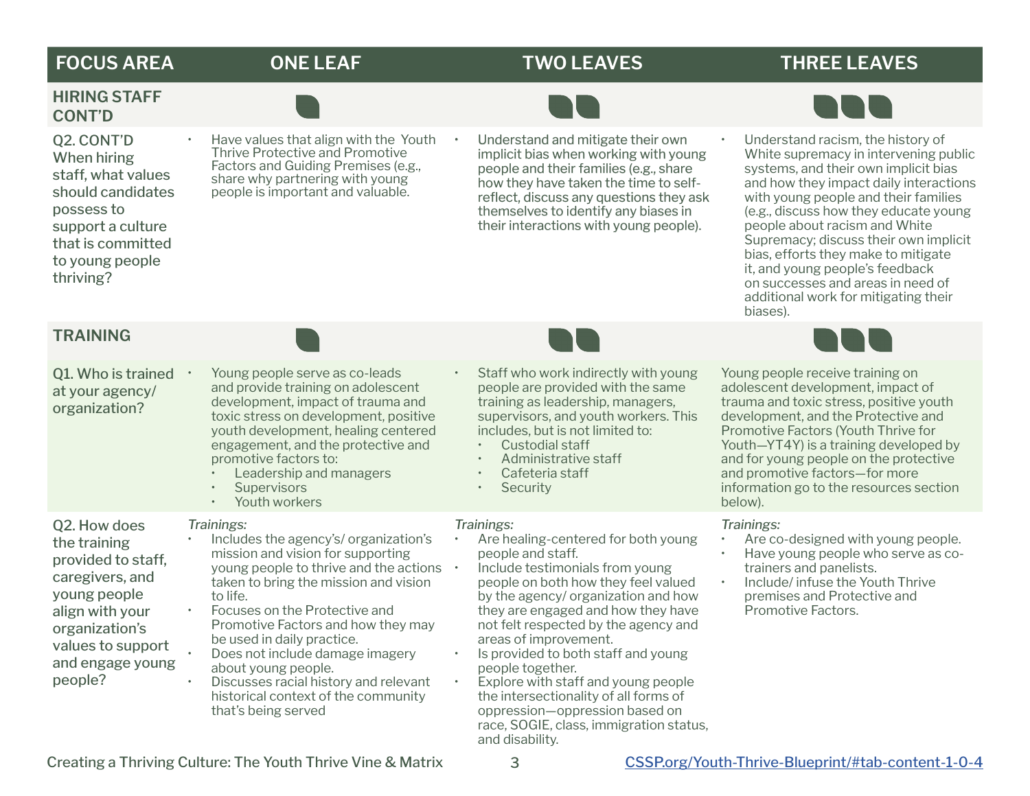| FOCUS AREA | ONE LEAF | TWO LEAVES | THREE LEAVES |
|---|---|---|---|
| **HIRING STAFF CONT'D** | | | |
| Q2. CONT'D When hiring staff, what values should candidates possess to support a culture that is committed to young people thriving? | • Have values that align with the Youth Thrive Protective and Promotive Factors and Guiding Premises (e.g., share why partnering with young people is important and valuable. | • Understand and mitigate their own implicit bias when working with young people and their families (e.g., share how they have taken the time to self-reflect, discuss any questions they ask themselves to identify any biases in their interactions with young people). | • Understand racism, the history of White supremacy in intervening public systems, and their own implicit bias and how they impact daily interactions with young people and their families (e.g., discuss how they educate young people about racism and White Supremacy; discuss their own implicit bias, efforts they make to mitigate it, and young people's feedback on successes and areas in need of additional work for mitigating their biases). |
| **TRAINING** | | | |
| Q1. Who is trained at your agency/ organization? | • Young people serve as co-leads and provide training on adolescent development, impact of trauma and toxic stress on development, positive youth development, healing centered engagement, and the protective and promotive factors to:<br>◦ Leadership and managers<br>◦ Supervisors<br>◦ Youth workers | • Staff who work indirectly with young people are provided with the same training as leadership, managers, supervisors, and youth workers. This includes, but is not limited to:<br>◦ Custodial staff<br>◦ Administrative staff<br>◦ Cafeteria staff<br>◦ Security | Young people receive training on adolescent development, impact of trauma and toxic stress, positive youth development, and the Protective and Promotive Factors (Youth Thrive for Youth—YT4Y) is a training developed by and for young people on the protective and promotive factors—for more information go to the resources section below). |
| Q2. How does the training provided to staff, caregivers, and young people align with your organization's values to support and engage young people? | *Trainings:*<br>• Includes the agency's/ organization's mission and vision for supporting young people to thrive and the actions taken to bring the mission and vision to life.<br>• Focuses on the Protective and Promotive Factors and how they may be used in daily practice.<br>• Does not include damage imagery about young people.<br>• Discusses racial history and relevant historical context of the community that's being served | *Trainings:*<br>• Are healing-centered for both young people and staff.<br>• Include testimonials from young people on both how they feel valued by the agency/ organization and how they are engaged and how they have not felt respected by the agency and areas of improvement.<br>• Is provided to both staff and young people together.<br>• Explore with staff and young people the intersectionality of all forms of oppression—oppression based on race, SOGIE, class, immigration status, and disability. | *Trainings:*<br>• Are co-designed with young people.<br>• Have young people who serve as co-trainers and panelists.<br>• Include/ infuse the Youth Thrive premises and Protective and Promotive Factors. |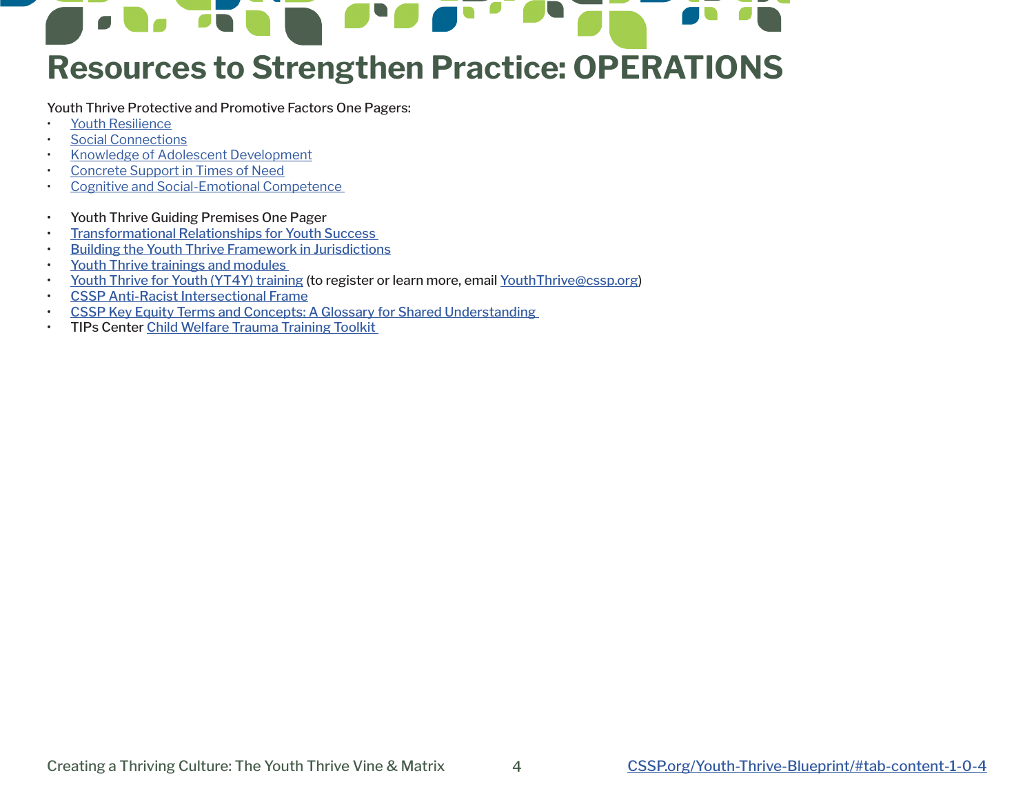# Resources to Strengthen Practice: OPERATIONS

Youth Thrive Protective and Promotive Factors One Pagers:

- Youth Resilience
- Social Connections
- Knowledge of Adolescent Development
- Concrete Support in Times of Need
- Cognitive and Social-Emotional Competence

- Youth Thrive Guiding Premises One Pager
- Transformational Relationships for Youth Success
- Building the Youth Thrive Framework in Jurisdictions
- Youth Thrive trainings and modules
- Youth Thrive for Youth (YT4Y) training (to register or learn more, email YouthThrive@cssp.org)
- CSSP Anti-Racist Intersectional Frame
- CSSP Key Equity Terms and Concepts: A Glossary for Shared Understanding
- TIPs Center Child Welfare Trauma Training Toolkit